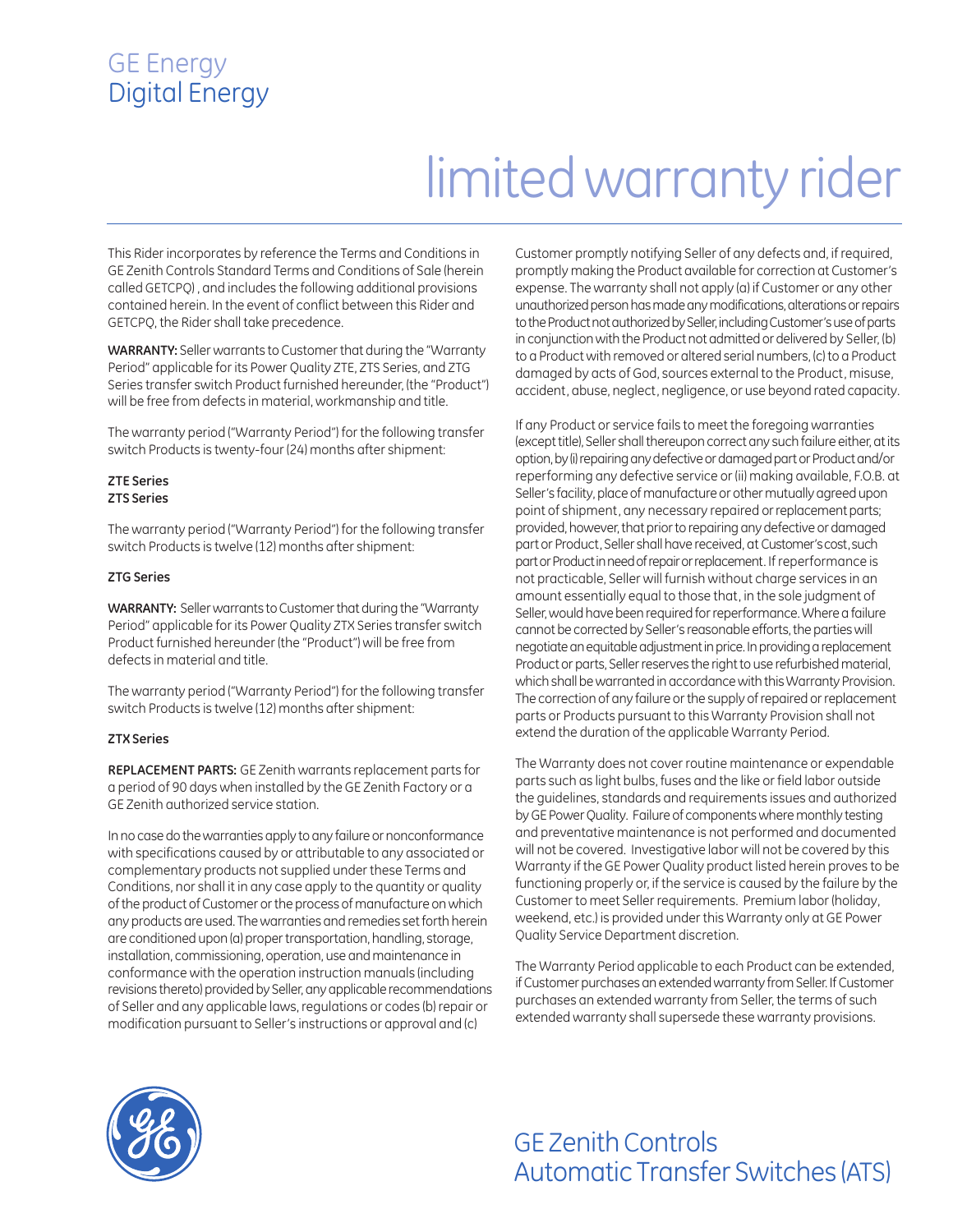GE Energy
Digital Energy

# limited warranty rider

This Rider incorporates by reference the Terms and Conditions in GE Zenith Controls Standard Terms and Conditions of Sale (herein called GETCPQ) , and includes the following additional provisions contained herein. In the event of conflict between this Rider and GETCPQ, the Rider shall take precedence.

**WARRANTY:** Seller warrants to Customer that during the "Warranty Period" applicable for its Power Quality ZTE, ZTS Series, and ZTG Series transfer switch Product furnished hereunder, (the "Product") will be free from defects in material, workmanship and title.

The warranty period ("Warranty Period") for the following transfer switch Products is twenty-four (24) months after shipment:

**ZTE Series**
**ZTS Series**

The warranty period ("Warranty Period") for the following transfer switch Products is twelve (12) months after shipment:

**ZTG Series**

**WARRANTY:** Seller warrants to Customer that during the "Warranty Period" applicable for its Power Quality ZTX Series transfer switch Product furnished hereunder (the "Product") will be free from defects in material and title.

The warranty period ("Warranty Period") for the following transfer switch Products is twelve (12) months after shipment:

**ZTX Series**

**REPLACEMENT PARTS:** GE Zenith warrants replacement parts for a period of 90 days when installed by the GE Zenith Factory or a GE Zenith authorized service station.

In no case do the warranties apply to any failure or nonconformance with specifications caused by or attributable to any associated or complementary products not supplied under these Terms and Conditions, nor shall it in any case apply to the quantity or quality of the product of Customer or the process of manufacture on which any products are used. The warranties and remedies set forth herein are conditioned upon (a) proper transportation, handling, storage, installation, commissioning, operation, use and maintenance in conformance with the operation instruction manuals (including revisions thereto) provided by Seller, any applicable recommendations of Seller and any applicable laws, regulations or codes (b) repair or modification pursuant to Seller's instructions or approval and (c) Customer promptly notifying Seller of any defects and, if required, promptly making the Product available for correction at Customer's expense. The warranty shall not apply (a) if Customer or any other unauthorized person has made any modifications, alterations or repairs to the Product not authorized by Seller, including Customer's use of parts in conjunction with the Product not admitted or delivered by Seller, (b) to a Product with removed or altered serial numbers, (c) to a Product damaged by acts of God, sources external to the Product, misuse, accident, abuse, neglect, negligence, or use beyond rated capacity.

If any Product or service fails to meet the foregoing warranties (except title), Seller shall thereupon correct any such failure either, at its option, by (i) repairing any defective or damaged part or Product and/or reperforming any defective service or (ii) making available, F.O.B. at Seller's facility, place of manufacture or other mutually agreed upon point of shipment, any necessary repaired or replacement parts; provided, however, that prior to repairing any defective or damaged part or Product, Seller shall have received, at Customer's cost, such part or Product in need of repair or replacement. If reperformance is not practicable, Seller will furnish without charge services in an amount essentially equal to those that, in the sole judgment of Seller, would have been required for reperformance. Where a failure cannot be corrected by Seller's reasonable efforts, the parties will negotiate an equitable adjustment in price. In providing a replacement Product or parts, Seller reserves the right to use refurbished material, which shall be warranted in accordance with this Warranty Provision. The correction of any failure or the supply of repaired or replacement parts or Products pursuant to this Warranty Provision shall not extend the duration of the applicable Warranty Period.

The Warranty does not cover routine maintenance or expendable parts such as light bulbs, fuses and the like or field labor outside the guidelines, standards and requirements issues and authorized by GE Power Quality. Failure of components where monthly testing and preventative maintenance is not performed and documented will not be covered. Investigative labor will not be covered by this Warranty if the GE Power Quality product listed herein proves to be functioning properly or, if the service is caused by the failure by the Customer to meet Seller requirements. Premium labor (holiday, weekend, etc.) is provided under this Warranty only at GE Power Quality Service Department discretion.

The Warranty Period applicable to each Product can be extended, if Customer purchases an extended warranty from Seller. If Customer purchases an extended warranty from Seller, the terms of such extended warranty shall supersede these warranty provisions.

GE Zenith Controls
Automatic Transfer Switches (ATS)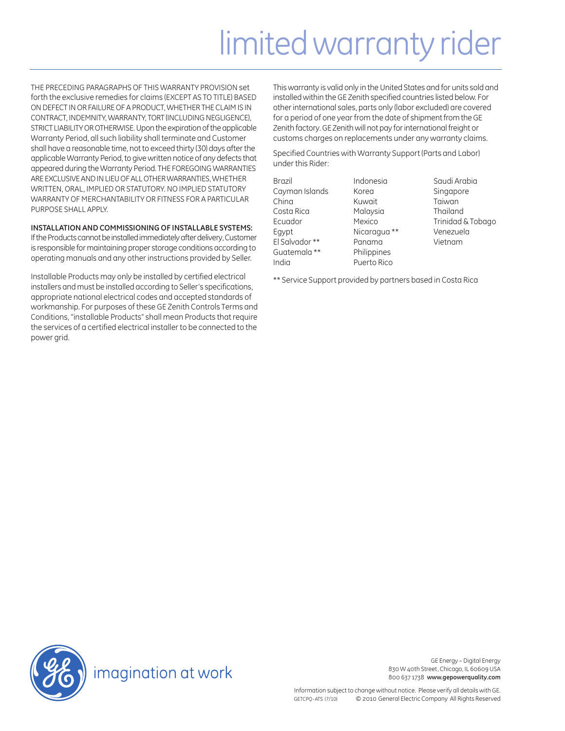# limited warranty rider

THE PRECEDING PARAGRAPHS OF THIS WARRANTY PROVISION set forth the exclusive remedies for claims (EXCEPT AS TO TITLE) BASED ON DEFECT IN OR FAILURE OF A PRODUCT, WHETHER THE CLAIM IS IN CONTRACT, INDEMNITY, WARRANTY, TORT (INCLUDING NEGLIGENCE), STRICT LIABILITY OR OTHERWISE. Upon the expiration of the applicable Warranty Period, all such liability shall terminate and Customer shall have a reasonable time, not to exceed thirty (30) days after the applicable Warranty Period, to give written notice of any defects that appeared during the Warranty Period. THE FOREGOING WARRANTIES ARE EXCLUSIVE AND IN LIEU OF ALL OTHER WARRANTIES, WHETHER WRITTEN, ORAL, IMPLIED OR STATUTORY. NO IMPLIED STATUTORY WARRANTY OF MERCHANTABILITY OR FITNESS FOR A PARTICULAR PURPOSE SHALL APPLY.

**INSTALLATION AND COMMISSIONING OF INSTALLABLE SYSTEMS:** If the Products cannot be installed immediately after delivery, Customer is responsible for maintaining proper storage conditions according to operating manuals and any other instructions provided by Seller.

Installable Products may only be installed by certified electrical installers and must be installed according to Seller's specifications, appropriate national electrical codes and accepted standards of workmanship. For purposes of these GE Zenith Controls Terms and Conditions, "installable Products" shall mean Products that require the services of a certified electrical installer to be connected to the power grid.

This warranty is valid only in the United States and for units sold and installed within the GE Zenith specified countries listed below. For other international sales, parts only (labor excluded) are covered for a period of one year from the date of shipment from the GE Zenith factory. GE Zenith will not pay for international freight or customs charges on replacements under any warranty claims.

Specified Countries with Warranty Support (Parts and Labor) under this Rider:

- Brazil
- Cayman Islands
- China
- Costa Rica
- Ecuador
- Egypt
- El Salvador **
- Guatemala **
- India
- Indonesia
- Korea
- Kuwait
- Malaysia
- Mexico
- Nicaragua **
- Panama
- Philippines
- Puerto Rico
- Saudi Arabia
- Singapore
- Taiwan
- Thailand
- Trinidad & Tobago
- Venezuela
- Vietnam

** Service Support provided by partners based in Costa Rica

imagination at work

GE Energy – Digital Energy
830 W 40th Street, Chicago, IL 60609 USA
800 637 1738 **www.gepowerquality.com**

Information subject to change without notice. Please verify all details with GE.

GETCPQ-ATS (7/10) © 2010 General Electric Company All Rights Reserved